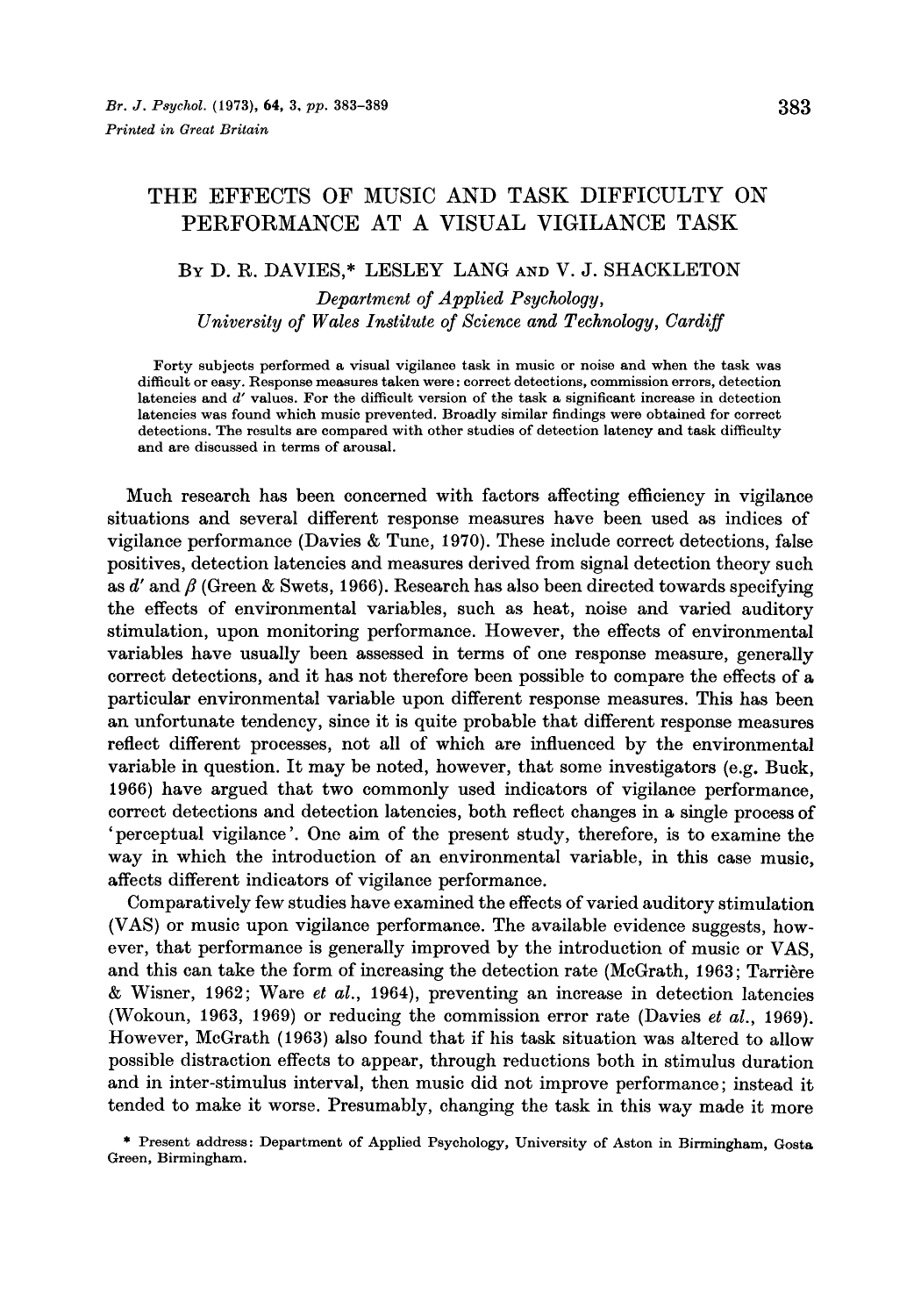# THE EFFECTS OF MUSIC AND TASK DIFFICULTY ON PERFORMANCE AT A VISUAL VIGILANCE TASK

By D. R. DAVIES,* LESLEY LANG AND V. J. SHACKLETON

*Department of Applied Psychology, University of Wales Institute of Science and Technology, Cardiff*

Forty subjects performed a visual vigilance task in music or noise and when the task was difficult or easy. Response measures taken were: correct detections, commission errors, detection latencies and $d'$ values. For the difficult version of the task a significant increase in detection latencies was found which music prevented. Broadly similar findings were obtained for correct detections. The results are compared with other studies of detection latency and task difficulty and are discussed in terms of arousal.

Much research has been concerned with factors affecting efficiency in vigilance situations and several different response measures have been used as indices of vigilance performance (Davies & Tune, 1970). These include correct detections, false positives, detection latencies and measures derived from signal detection theory such as $d'$ and $\beta$ (Green & Swets, 1966). Research has also been directed towards specifying the effects of environmental variables, such as heat, noise and varied auditory stimulation, upon monitoring performance. However, the effects of environmental variables have usually been assessed in terms of one response measure, generally correct detections, and it has not therefore been possible to compare the effects of a particular environmental variable upon different response measures. This has been an unfortunate tendency, since it is quite probable that different response measures reflect different processes, not all of which are influenced by the environmental variable in question. It may be noted, however, that some investigators (e.g. Buck, 1966) have argued that two commonly used indicators of vigilance performance, correct detections and detection latencies, both reflect changes in a single process of 'perceptual vigilance'. One aim of the present study, therefore, is to examine the way in which the introduction of an environmental variable, in this case music, affects different indicators of vigilance performance.

Comparatively few studies have examined the effects of varied auditory stimulation (VAS) or music upon vigilance performance. The available evidence suggests, however, that performance is generally improved by the introduction of music or VAS, and this can take the form of increasing the detection rate (McGrath, 1963; Tarrière & Wisner, 1962; Ware *et al.*, 1964), preventing an increase in detection latencies (Wokoun, 1963, 1969) or reducing the commission error rate (Davies *et al.*, 1969). However, McGrath (1963) also found that if his task situation was altered to allow possible distraction effects to appear, through reductions both in stimulus duration and in inter-stimulus interval, then music did not improve performance; instead it tended to make it worse. Presumably, changing the task in this way made it more

\* Present address: Department of Applied Psychology, University of Aston in Birmingham, Gosta Green, Birmingham.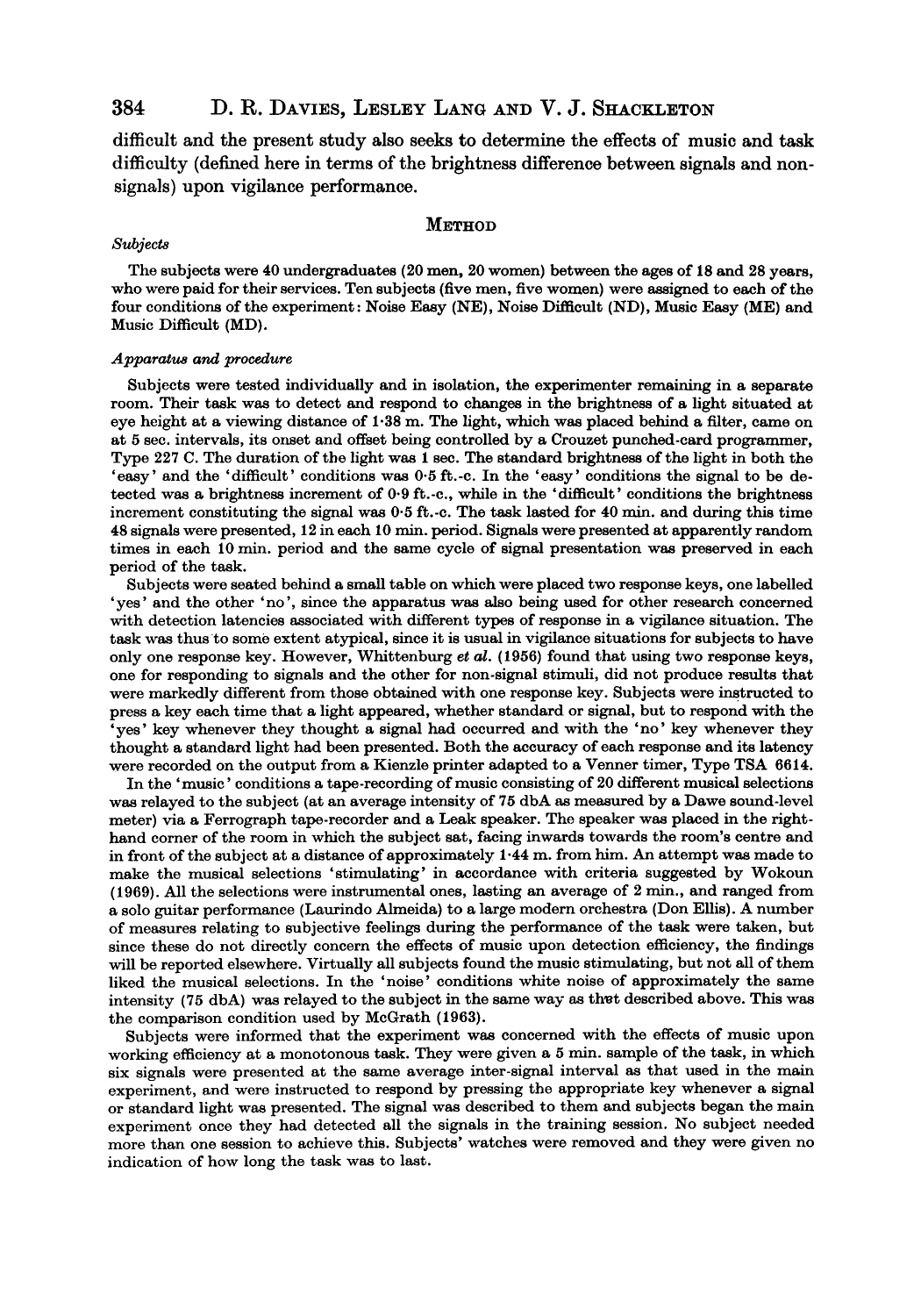difficult and the present study also seeks to determine the effects of music and task difficulty (defined here in terms of the brightness difference between signals and non-signals) upon vigilance performance.

## METHOD

### *Subjects*

The subjects were 40 undergraduates (20 men, 20 women) between the ages of 18 and 28 years, who were paid for their services. Ten subjects (five men, five women) were assigned to each of the four conditions of the experiment: Noise Easy (NE), Noise Difficult (ND), Music Easy (ME) and Music Difficult (MD).

### *Apparatus and procedure*

Subjects were tested individually and in isolation, the experimenter remaining in a separate room. Their task was to detect and respond to changes in the brightness of a light situated at eye height at a viewing distance of 1·38 m. The light, which was placed behind a filter, came on at 5 sec. intervals, its onset and offset being controlled by a Crouzet punched-card programmer, Type 227 C. The duration of the light was 1 sec. The standard brightness of the light in both the 'easy' and the 'difficult' conditions was 0·5 ft.-c. In the 'easy' conditions the signal to be detected was a brightness increment of 0·9 ft.-c., while in the 'difficult' conditions the brightness increment constituting the signal was 0·5 ft.-c. The task lasted for 40 min. and during this time 48 signals were presented, 12 in each 10 min. period. Signals were presented at apparently random times in each 10 min. period and the same cycle of signal presentation was preserved in each period of the task.

Subjects were seated behind a small table on which were placed two response keys, one labelled 'yes' and the other 'no', since the apparatus was also being used for other research concerned with detection latencies associated with different types of response in a vigilance situation. The task was thus to some extent atypical, since it is usual in vigilance situations for subjects to have only one response key. However, Whittenburg *et al.* (1956) found that using two response keys, one for responding to signals and the other for non-signal stimuli, did not produce results that were markedly different from those obtained with one response key. Subjects were instructed to press a key each time that a light appeared, whether standard or signal, but to respond with the 'yes' key whenever they thought a signal had occurred and with the 'no' key whenever they thought a standard light had been presented. Both the accuracy of each response and its latency were recorded on the output from a Kienzle printer adapted to a Venner timer, Type TSA 6614.

In the 'music' conditions a tape-recording of music consisting of 20 different musical selections was relayed to the subject (at an average intensity of 75 dbA as measured by a Dawe sound-level meter) via a Ferrograph tape-recorder and a Leak speaker. The speaker was placed in the right-hand corner of the room in which the subject sat, facing inwards towards the room's centre and in front of the subject at a distance of approximately 1·44 m. from him. An attempt was made to make the musical selections 'stimulating' in accordance with criteria suggested by Wokoun (1969). All the selections were instrumental ones, lasting an average of 2 min., and ranged from a solo guitar performance (Laurindo Almeida) to a large modern orchestra (Don Ellis). A number of measures relating to subjective feelings during the performance of the task were taken, but since these do not directly concern the effects of music upon detection efficiency, the findings will be reported elsewhere. Virtually all subjects found the music stimulating, but not all of them liked the musical selections. In the 'noise' conditions white noise of approximately the same intensity (75 dbA) was relayed to the subject in the same way as that described above. This was the comparison condition used by McGrath (1963).

Subjects were informed that the experiment was concerned with the effects of music upon working efficiency at a monotonous task. They were given a 5 min. sample of the task, in which six signals were presented at the same average inter-signal interval as that used in the main experiment, and were instructed to respond by pressing the appropriate key whenever a signal or standard light was presented. The signal was described to them and subjects began the main experiment once they had detected all the signals in the training session. No subject needed more than one session to achieve this. Subjects' watches were removed and they were given no indication of how long the task was to last.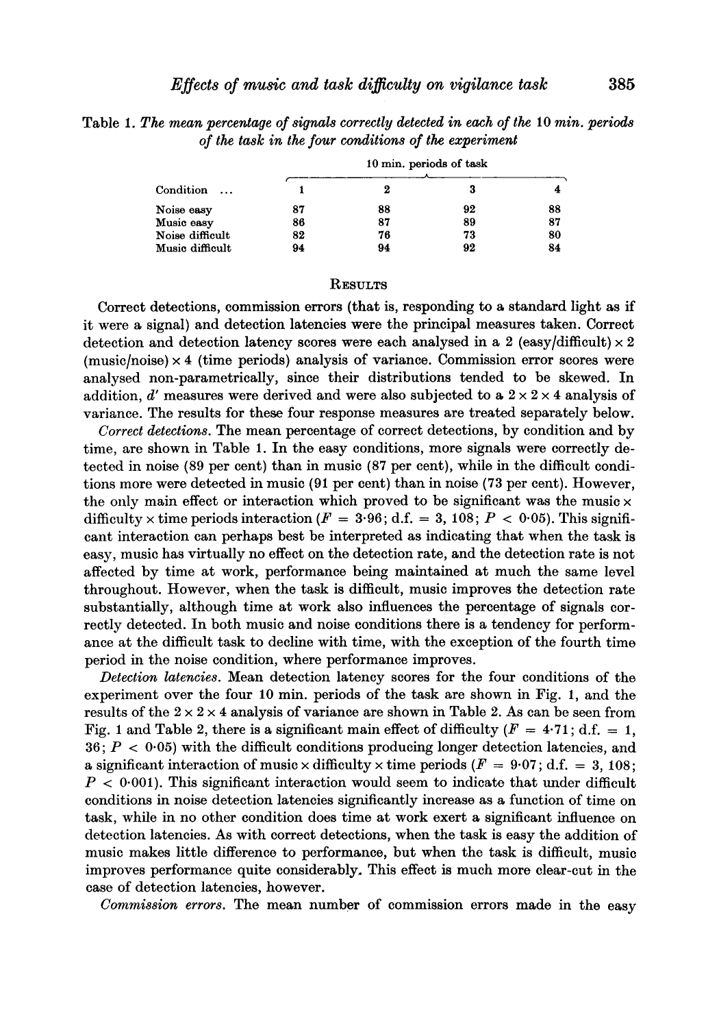Table 1. *The mean percentage of signals correctly detected in each of the 10 min. periods of the task in the four conditions of the experiment*

| | 10 min. periods of task | | | |
|---|---|---|---|---|
| Condition ... | 1 | 2 | 3 | 4 |
| Noise easy | 87 | 88 | 92 | 88 |
| Music easy | 86 | 87 | 89 | 87 |
| Noise difficult | 82 | 76 | 73 | 80 |
| Music difficult | 94 | 94 | 92 | 84 |

## RESULTS

Correct detections, commission errors (that is, responding to a standard light as if it were a signal) and detection latencies were the principal measures taken. Correct detection and detection latency scores were each analysed in a 2 (easy/difficult) × 2 (music/noise) × 4 (time periods) analysis of variance. Commission error scores were analysed non-parametrically, since their distributions tended to be skewed. In addition, $d'$ measures were derived and were also subjected to a 2 × 2 × 4 analysis of variance. The results for these four response measures are treated separately below.

*Correct detections.* The mean percentage of correct detections, by condition and by time, are shown in Table 1. In the easy conditions, more signals were correctly detected in noise (89 per cent) than in music (87 per cent), while in the difficult conditions more were detected in music (91 per cent) than in noise (73 per cent). However, the only main effect or interaction which proved to be significant was the music × difficulty × time periods interaction ($F = 3{\cdot}96$; d.f. = 3, 108; $P < 0{\cdot}05$). This significant interaction can perhaps best be interpreted as indicating that when the task is easy, music has virtually no effect on the detection rate, and the detection rate is not affected by time at work, performance being maintained at much the same level throughout. However, when the task is difficult, music improves the detection rate substantially, although time at work also influences the percentage of signals correctly detected. In both music and noise conditions there is a tendency for performance at the difficult task to decline with time, with the exception of the fourth time period in the noise condition, where performance improves.

*Detection latencies.* Mean detection latency scores for the four conditions of the experiment over the four 10 min. periods of the task are shown in Fig. 1, and the results of the 2 × 2 × 4 analysis of variance are shown in Table 2. As can be seen from Fig. 1 and Table 2, there is a significant main effect of difficulty ($F = 4{\cdot}71$; d.f. = 1, 36; $P < 0{\cdot}05$) with the difficult conditions producing longer detection latencies, and a significant interaction of music × difficulty × time periods ($F = 9{\cdot}07$; d.f. = 3, 108; $P < 0{\cdot}001$). This significant interaction would seem to indicate that under difficult conditions in noise detection latencies significantly increase as a function of time on task, while in no other condition does time at work exert a significant influence on detection latencies. As with correct detections, when the task is easy the addition of music makes little difference to performance, but when the task is difficult, music improves performance quite considerably. This effect is much more clear-cut in the case of detection latencies, however.

*Commission errors.* The mean number of commission errors made in the easy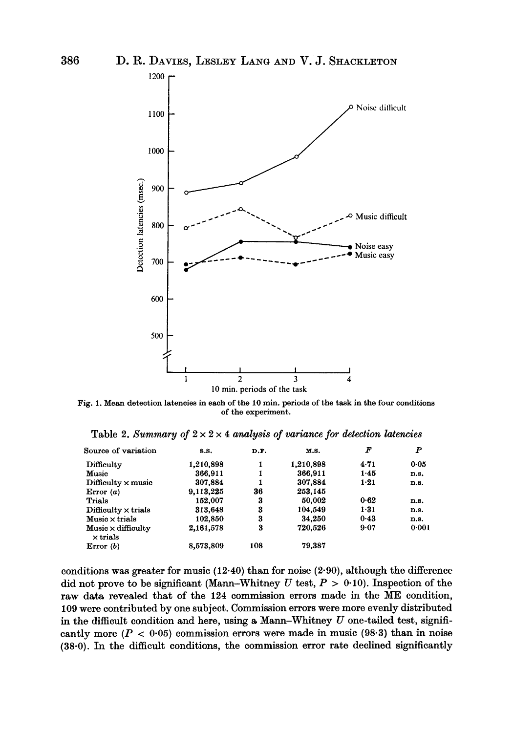Fig. 1. Mean detection latencies in each of the 10 min. periods of the task in the four conditions of the experiment.

Table 2. *Summary of 2 × 2 × 4 analysis of variance for detection latencies*

| Source of variation | S.S. | D.F. | M.S. | $F$ | $P$ |
|---|---|---|---|---|---|
| Difficulty | 1,210,898 | 1 | 1,210,898 | 4·71 | 0·05 |
| Music | 366,911 | 1 | 366,911 | 1·45 | n.s. |
| Difficulty × music | 307,884 | 1 | 307,884 | 1·21 | n.s. |
| Error ($a$) | 9,113,225 | 36 | 253,145 | | |
| Trials | 152,007 | 3 | 50,002 | 0·62 | n.s. |
| Difficulty × trials | 313,648 | 3 | 104,549 | 1·31 | n.s. |
| Music × trials | 102,850 | 3 | 34,250 | 0·43 | n.s. |
| Music × difficulty × trials | 2,161,578 | 3 | 720,526 | 9·07 | 0·001 |
| Error ($b$) | 8,573,809 | 108 | 79,387 | | |

conditions was greater for music (12·40) than for noise (2·90), although the difference did not prove to be significant (Mann–Whitney $U$ test, $P > 0{\cdot}10$). Inspection of the raw data revealed that of the 124 commission errors made in the ME condition, 109 were contributed by one subject. Commission errors were more evenly distributed in the difficult condition and here, using a Mann–Whitney $U$ one-tailed test, significantly more ($P < 0{\cdot}05$) commission errors were made in music (98·3) than in noise (38·0). In the difficult conditions, the commission error rate declined significantly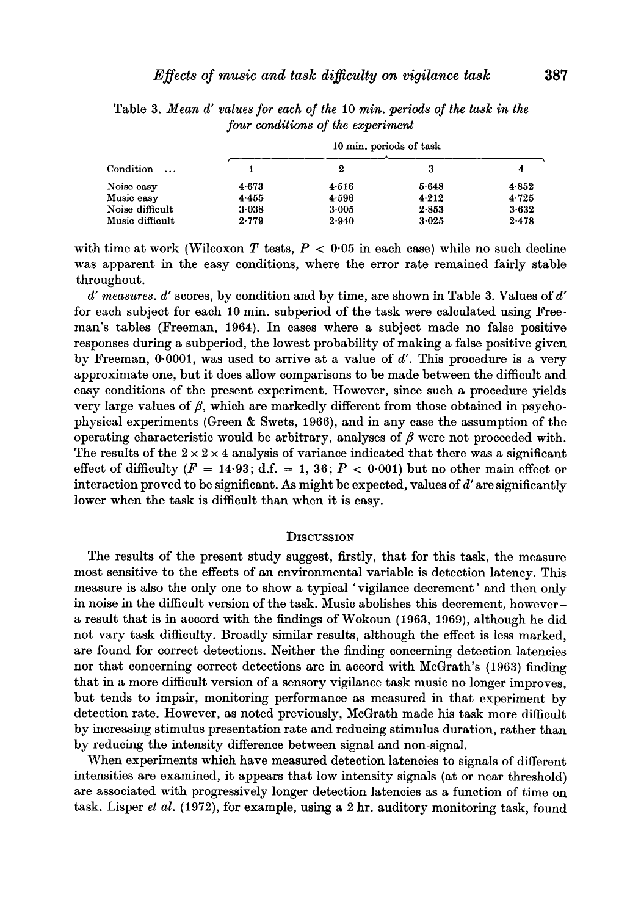Table 3. *Mean d′ values for each of the 10 min. periods of the task in the four conditions of the experiment*

| | 10 min. periods of task | | | |
|---|---|---|---|---|
| Condition ... | 1 | 2 | 3 | 4 |
| Noise easy | 4·673 | 4·516 | 5·648 | 4·852 |
| Music easy | 4·455 | 4·596 | 4·212 | 4·725 |
| Noise difficult | 3·038 | 3·005 | 2·853 | 3·632 |
| Music difficult | 2·779 | 2·940 | 3·025 | 2·478 |

with time at work (Wilcoxon $T$ tests, $P < 0·05$ in each case) while no such decline was apparent in the easy conditions, where the error rate remained fairly stable throughout.

*d′ measures. d′* scores, by condition and by time, are shown in Table 3. Values of $d'$ for each subject for each 10 min. subperiod of the task were calculated using Freeman's tables (Freeman, 1964). In cases where a subject made no false positive responses during a subperiod, the lowest probability of making a false positive given by Freeman, 0·0001, was used to arrive at a value of $d'$. This procedure is a very approximate one, but it does allow comparisons to be made between the difficult and easy conditions of the present experiment. However, since such a procedure yields very large values of $\beta$, which are markedly different from those obtained in psychophysical experiments (Green & Swets, 1966), and in any case the assumption of the operating characteristic would be arbitrary, analyses of $\beta$ were not proceeded with. The results of the $2 \times 2 \times 4$ analysis of variance indicated that there was a significant effect of difficulty ($F = 14·93$; d.f. $= 1, 36$; $P < 0·001$) but no other main effect or interaction proved to be significant. As might be expected, values of $d'$ are significantly lower when the task is difficult than when it is easy.

## Discussion

The results of the present study suggest, firstly, that for this task, the measure most sensitive to the effects of an environmental variable is detection latency. This measure is also the only one to show a typical 'vigilance decrement' and then only in noise in the difficult version of the task. Music abolishes this decrement, however – a result that is in accord with the findings of Wokoun (1963, 1969), although he did not vary task difficulty. Broadly similar results, although the effect is less marked, are found for correct detections. Neither the finding concerning detection latencies nor that concerning correct detections are in accord with McGrath's (1963) finding that in a more difficult version of a sensory vigilance task music no longer improves, but tends to impair, monitoring performance as measured in that experiment by detection rate. However, as noted previously, McGrath made his task more difficult by increasing stimulus presentation rate and reducing stimulus duration, rather than by reducing the intensity difference between signal and non-signal.

When experiments which have measured detection latencies to signals of different intensities are examined, it appears that low intensity signals (at or near threshold) are associated with progressively longer detection latencies as a function of time on task. Lisper *et al.* (1972), for example, using a 2 hr. auditory monitoring task, found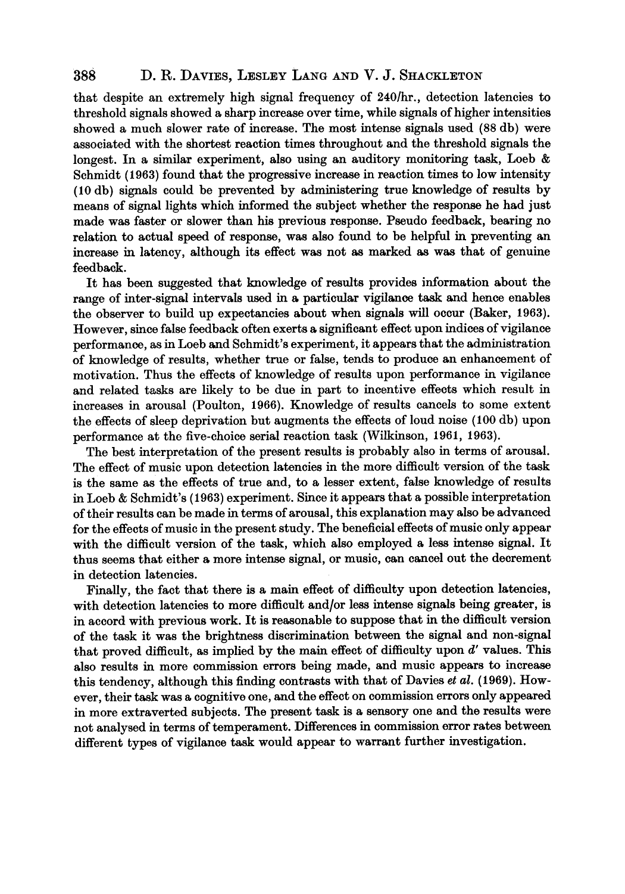that despite an extremely high signal frequency of 240/hr., detection latencies to threshold signals showed a sharp increase over time, while signals of higher intensities showed a much slower rate of increase. The most intense signals used (88 db) were associated with the shortest reaction times throughout and the threshold signals the longest. In a similar experiment, also using an auditory monitoring task, Loeb & Schmidt (1963) found that the progressive increase in reaction times to low intensity (10 db) signals could be prevented by administering true knowledge of results by means of signal lights which informed the subject whether the response he had just made was faster or slower than his previous response. Pseudo feedback, bearing no relation to actual speed of response, was also found to be helpful in preventing an increase in latency, although its effect was not as marked as was that of genuine feedback.

It has been suggested that knowledge of results provides information about the range of inter-signal intervals used in a particular vigilance task and hence enables the observer to build up expectancies about when signals will occur (Baker, 1963). However, since false feedback often exerts a significant effect upon indices of vigilance performance, as in Loeb and Schmidt's experiment, it appears that the administration of knowledge of results, whether true or false, tends to produce an enhancement of motivation. Thus the effects of knowledge of results upon performance in vigilance and related tasks are likely to be due in part to incentive effects which result in increases in arousal (Poulton, 1966). Knowledge of results cancels to some extent the effects of sleep deprivation but augments the effects of loud noise (100 db) upon performance at the five-choice serial reaction task (Wilkinson, 1961, 1963).

The best interpretation of the present results is probably also in terms of arousal. The effect of music upon detection latencies in the more difficult version of the task is the same as the effects of true and, to a lesser extent, false knowledge of results in Loeb & Schmidt's (1963) experiment. Since it appears that a possible interpretation of their results can be made in terms of arousal, this explanation may also be advanced for the effects of music in the present study. The beneficial effects of music only appear with the difficult version of the task, which also employed a less intense signal. It thus seems that either a more intense signal, or music, can cancel out the decrement in detection latencies.

Finally, the fact that there is a main effect of difficulty upon detection latencies, with detection latencies to more difficult and/or less intense signals being greater, is in accord with previous work. It is reasonable to suppose that in the difficult version of the task it was the brightness discrimination between the signal and non-signal that proved difficult, as implied by the main effect of difficulty upon $d'$ values. This also results in more commission errors being made, and music appears to increase this tendency, although this finding contrasts with that of Davies *et al.* (1969). However, their task was a cognitive one, and the effect on commission errors only appeared in more extraverted subjects. The present task is a sensory one and the results were not analysed in terms of temperament. Differences in commission error rates between different types of vigilance task would appear to warrant further investigation.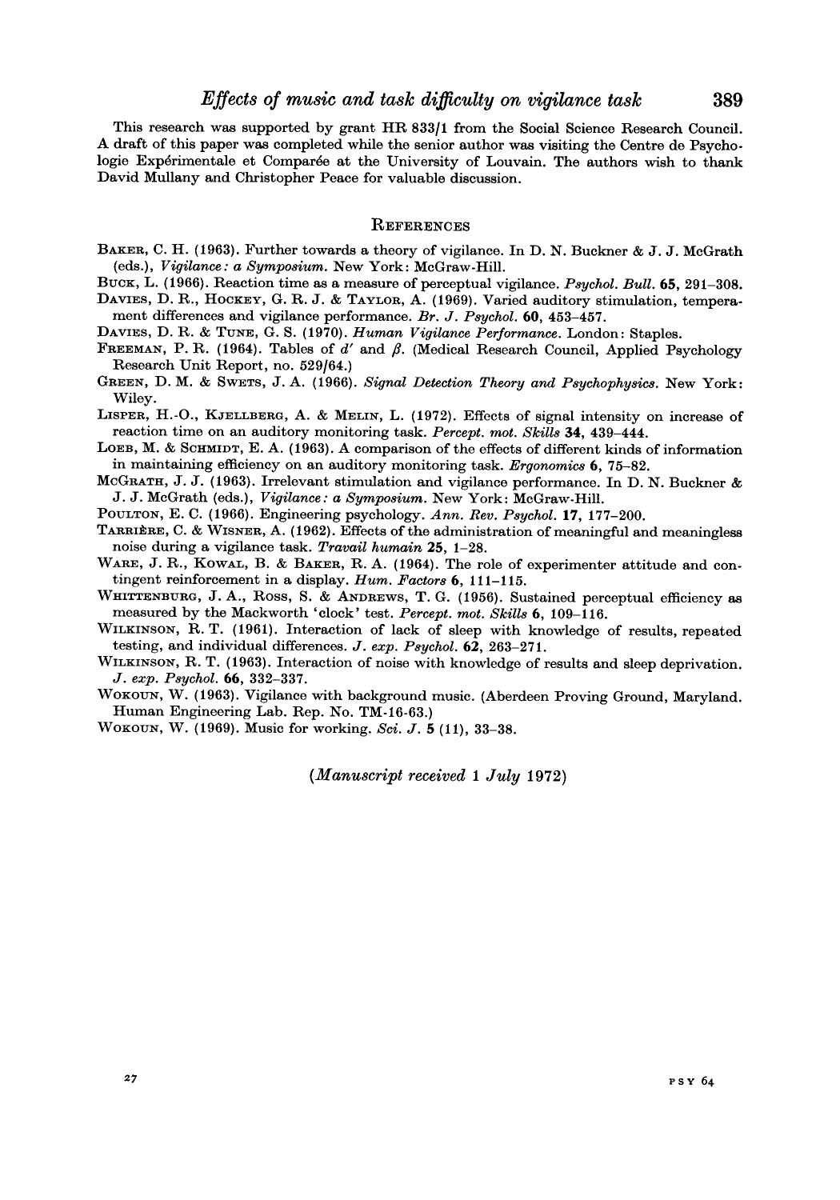This research was supported by grant HR 833/1 from the Social Science Research Council. A draft of this paper was completed while the senior author was visiting the Centre de Psychologie Expérimentale et Comparée at the University of Louvain. The authors wish to thank David Mullany and Christopher Peace for valuable discussion.

## References

Baker, C. H. (1963). Further towards a theory of vigilance. In D. N. Buckner & J. J. McGrath (eds.), *Vigilance: a Symposium*. New York: McGraw-Hill.

Buck, L. (1966). Reaction time as a measure of perceptual vigilance. *Psychol. Bull.* **65**, 291–308.

Davies, D. R., Hockey, G. R. J. & Taylor, A. (1969). Varied auditory stimulation, temperament differences and vigilance performance. *Br. J. Psychol.* **60**, 453–457.

Davies, D. R. & Tune, G. S. (1970). *Human Vigilance Performance*. London: Staples.

Freeman, P. R. (1964). Tables of $d'$ and $\beta$. (Medical Research Council, Applied Psychology Research Unit Report, no. 529/64.)

Green, D. M. & Swets, J. A. (1966). *Signal Detection Theory and Psychophysics*. New York: Wiley.

Lisper, H.-O., Kjellberg, A. & Melin, L. (1972). Effects of signal intensity on increase of reaction time on an auditory monitoring task. *Percept. mot. Skills* **34**, 439–444.

Loeb, M. & Schmidt, E. A. (1963). A comparison of the effects of different kinds of information in maintaining efficiency on an auditory monitoring task. *Ergonomics* **6**, 75–82.

McGrath, J. J. (1963). Irrelevant stimulation and vigilance performance. In D. N. Buckner & J. J. McGrath (eds.), *Vigilance: a Symposium*. New York: McGraw-Hill.

Poulton, E. C. (1966). Engineering psychology. *Ann. Rev. Psychol.* **17**, 177–200.

Tarrière, C. & Wisner, A. (1962). Effects of the administration of meaningful and meaningless noise during a vigilance task. *Travail humain* **25**, 1–28.

Ware, J. R., Kowal, B. & Baker, R. A. (1964). The role of experimenter attitude and contingent reinforcement in a display. *Hum. Factors* **6**, 111–115.

Whittenburg, J. A., Ross, S. & Andrews, T. G. (1956). Sustained perceptual efficiency as measured by the Mackworth 'clock' test. *Percept. mot. Skills* **6**, 109–116.

Wilkinson, R. T. (1961). Interaction of lack of sleep with knowledge of results, repeated testing, and individual differences. *J. exp. Psychol.* **62**, 263–271.

Wilkinson, R. T. (1963). Interaction of noise with knowledge of results and sleep deprivation. *J. exp. Psychol.* **66**, 332–337.

Wokoun, W. (1963). Vigilance with background music. (Aberdeen Proving Ground, Maryland. Human Engineering Lab. Rep. No. TM-16-63.)

Wokoun, W. (1969). Music for working. *Sci. J.* **5** (11), 33–38.

*(Manuscript received 1 July 1972)*